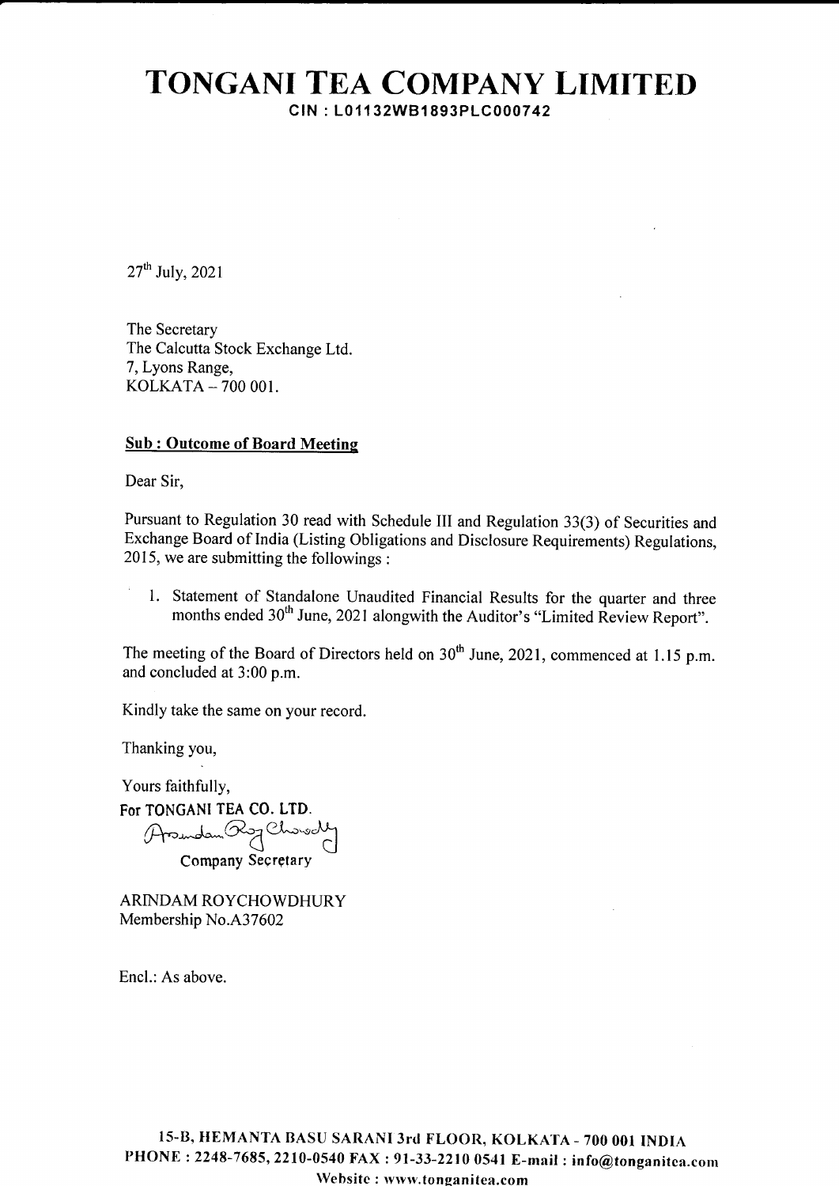# TONGANI TEA COMPANY LIMITED

**CIN : L01132WB1893PLC000742**

27th July, 2021

The Secretary
The Calcutta Stock Exchange Ltd.
7, Lyons Range,
KOLKATA – 700 001.

**Sub : Outcome of Board Meeting**

Dear Sir,

Pursuant to Regulation 30 read with Schedule III and Regulation 33(3) of Securities and Exchange Board of India (Listing Obligations and Disclosure Requirements) Regulations, 2015, we are submitting the followings :

1. Statement of Standalone Unaudited Financial Results for the quarter and three months ended 30th June, 2021 alongwith the Auditor's "Limited Review Report".

The meeting of the Board of Directors held on 30th June, 2021, commenced at 1.15 p.m. and concluded at 3:00 p.m.

Kindly take the same on your record.

Thanking you,

Yours faithfully,
For TONGANI TEA CO. LTD.

Company Secretary

ARINDAM ROYCHOWDHURY
Membership No.A37602

Encl.: As above.

15-B, HEMANTA BASU SARANI 3rd FLOOR, KOLKATA - 700 001 INDIA
PHONE : 2248-7685, 2210-0540 FAX : 91-33-2210 0541 E-mail : info@tonganitea.com
Website : www.tonganitea.com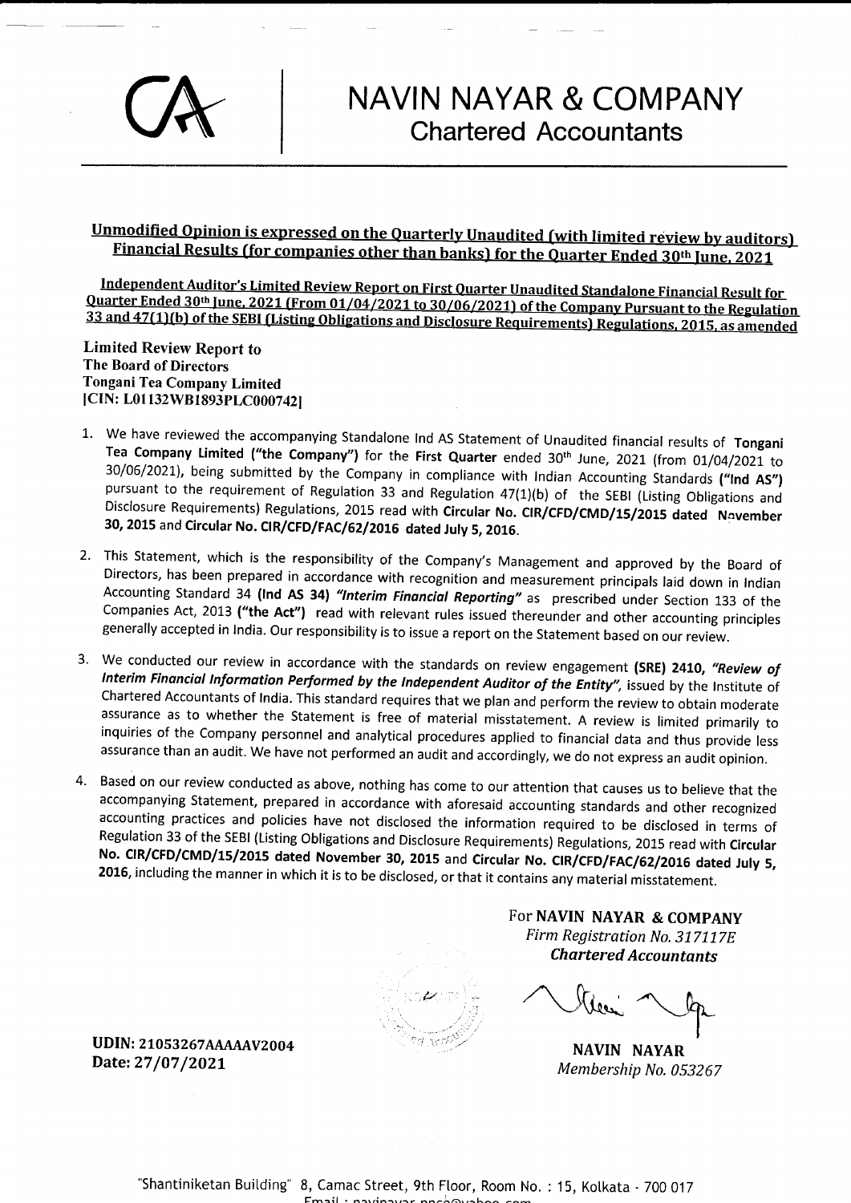# NAVIN NAYAR & COMPANY
## Chartered Accountants

**Unmodified Opinion is expressed on the Quarterly Unaudited (with limited review by auditors) Financial Results (for companies other than banks) for the Quarter Ended 30th June, 2021**

**Independent Auditor's Limited Review Report on First Quarter Unaudited Standalone Financial Result for Quarter Ended 30th June, 2021 (From 01/04/2021 to 30/06/2021) of the Company Pursuant to the Regulation 33 and 47(1)(b) of the SEBI (Listing Obligations and Disclosure Requirements) Regulations, 2015, as amended**

**Limited Review Report to**
**The Board of Directors**
**Tongani Tea Company Limited**
**|CIN: L01132WB1893PLC000742|**

1. We have reviewed the accompanying Standalone Ind AS Statement of Unaudited financial results of **Tongani Tea Company Limited ("the Company")** for the **First Quarter** ended 30th June, 2021 (from 01/04/2021 to 30/06/2021), being submitted by the Company in compliance with Indian Accounting Standards **("Ind AS")** pursuant to the requirement of Regulation 33 and Regulation 47(1)(b) of the SEBI (Listing Obligations and Disclosure Requirements) Regulations, 2015 read with **Circular No. CIR/CFD/CMD/15/2015 dated November 30, 2015** and **Circular No. CIR/CFD/FAC/62/2016 dated July 5, 2016**.

2. This Statement, which is the responsibility of the Company's Management and approved by the Board of Directors, has been prepared in accordance with recognition and measurement principals laid down in Indian Accounting Standard 34 **(Ind AS 34)** ***"Interim Financial Reporting"*** as prescribed under Section 133 of the Companies Act, 2013 **("the Act")** read with relevant rules issued thereunder and other accounting principles generally accepted in India. Our responsibility is to issue a report on the Statement based on our review.

3. We conducted our review in accordance with the standards on review engagement **(SRE) 2410,** ***"Review of Interim Financial Information Performed by the Independent Auditor of the Entity"***, issued by the Institute of Chartered Accountants of India. This standard requires that we plan and perform the review to obtain moderate assurance as to whether the Statement is free of material misstatement. A review is limited primarily to inquiries of the Company personnel and analytical procedures applied to financial data and thus provide less assurance than an audit. We have not performed an audit and accordingly, we do not express an audit opinion.

4. Based on our review conducted as above, nothing has come to our attention that causes us to believe that the accompanying Statement, prepared in accordance with aforesaid accounting standards and other recognized accounting practices and policies have not disclosed the information required to be disclosed in terms of Regulation 33 of the SEBI (Listing Obligations and Disclosure Requirements) Regulations, 2015 read with **Circular No. CIR/CFD/CMD/15/2015 dated November 30, 2015** and **Circular No. CIR/CFD/FAC/62/2016 dated July 5, 2016**, including the manner in which it is to be disclosed, or that it contains any material misstatement.

For **NAVIN NAYAR & COMPANY**
*Firm Registration No. 317117E*
***Chartered Accountants***

**NAVIN NAYAR**
*Membership No. 053267*

**UDIN: 21053267AAAAAV2004**
**Date: 27/07/2021**

"Shantiniketan Building" 8, Camac Street, 9th Floor, Room No. : 15, Kolkata - 700 017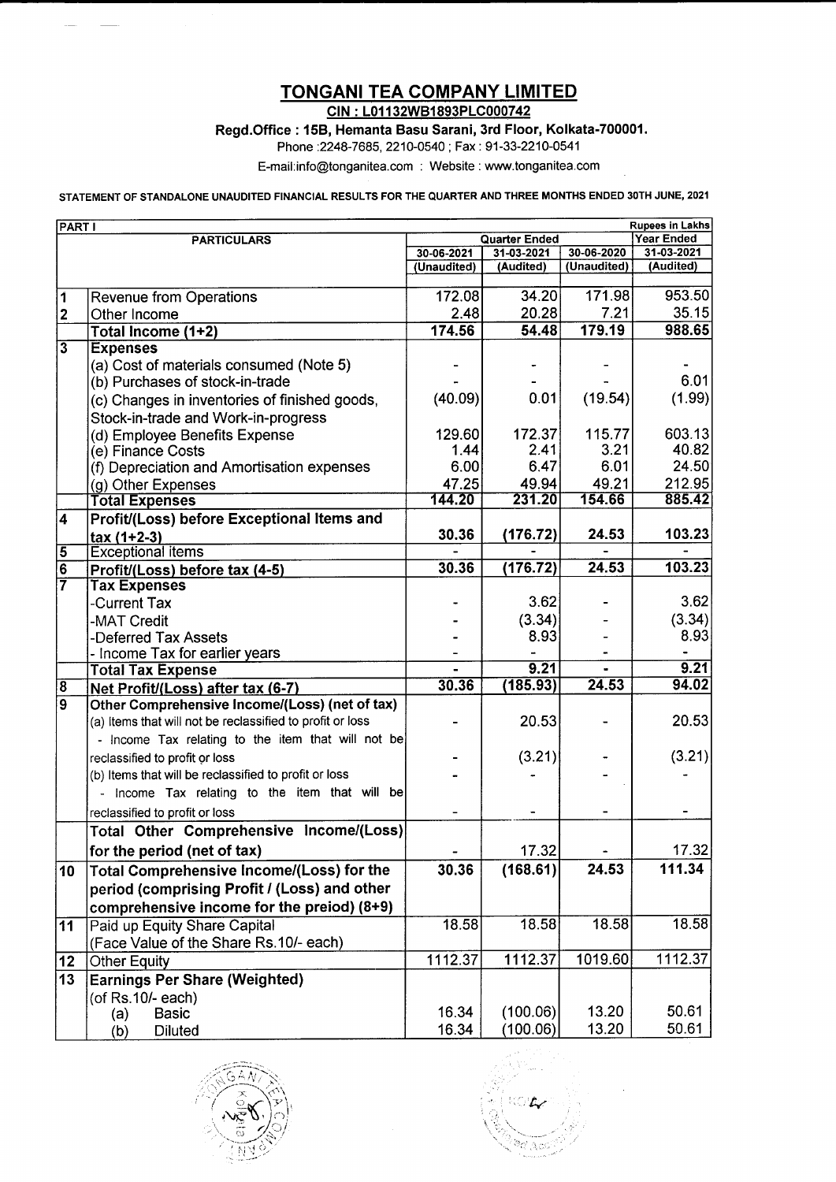# TONGANI TEA COMPANY LIMITED

**CIN : L01132WB1893PLC000742**

**Regd.Office : 15B, Hemanta Basu Sarani, 3rd Floor, Kolkata-700001.**

Phone :2248-7685, 2210-0540 ; Fax : 91-33-2210-0541

E-mail:info@tonganitea.com : Website : www.tonganitea.com

**STATEMENT OF STANDALONE UNAUDITED FINANCIAL RESULTS FOR THE QUARTER AND THREE MONTHS ENDED 30TH JUNE, 2021**

| PART I | | | | | Rupees in Lakhs |
|---|---|---|---|---|---|
| | **PARTICULARS** | **Quarter Ended** | | | **Year Ended** |
| | | **30-06-2021** | **31-03-2021** | **30-06-2020** | **31-03-2021** |
| | | **(Unaudited)** | **(Audited)** | **(Unaudited)** | **(Audited)** |
| 1 | Revenue from Operations | 172.08 | 34.20 | 171.98 | 953.50 |
| 2 | Other Income | 2.48 | 20.28 | 7.21 | 35.15 |
| | **Total Income (1+2)** | **174.56** | **54.48** | **179.19** | **988.65** |
| 3 | **Expenses** | | | | |
| | (a) Cost of materials consumed (Note 5) | - | - | - | - |
| | (b) Purchases of stock-in-trade | - | - | - | 6.01 |
| | (c) Changes in inventories of finished goods, Stock-in-trade and Work-in-progress | (40.09) | 0.01 | (19.54) | (1.99) |
| | (d) Employee Benefits Expense | 129.60 | 172.37 | 115.77 | 603.13 |
| | (e) Finance Costs | 1.44 | 2.41 | 3.21 | 40.82 |
| | (f) Depreciation and Amortisation expenses | 6.00 | 6.47 | 6.01 | 24.50 |
| | (g) Other Expenses | 47.25 | 49.94 | 49.21 | 212.95 |
| | **Total Expenses** | **144.20** | **231.20** | **154.66** | **885.42** |
| 4 | **Profit/(Loss) before Exceptional Items and tax (1+2-3)** | **30.36** | **(176.72)** | **24.53** | **103.23** |
| 5 | Exceptional items | - | - | - | - |
| 6 | **Profit/(Loss) before tax (4-5)** | **30.36** | **(176.72)** | **24.53** | **103.23** |
| 7 | **Tax Expenses** | | | | |
| | -Current Tax | - | 3.62 | - | 3.62 |
| | -MAT Credit | - | (3.34) | - | (3.34) |
| | -Deferred Tax Assets | - | 8.93 | - | 8.93 |
| | - Income Tax for earlier years | - | - | - | - |
| | **Total Tax Expense** | **-** | **9.21** | **-** | **9.21** |
| 8 | **Net Profit/(Loss) after tax (6-7)** | **30.36** | **(185.93)** | **24.53** | **94.02** |
| 9 | **Other Comprehensive Income/(Loss) (net of tax)** | | | | |
| | (a) Items that will not be reclassified to profit or loss | - | 20.53 | - | 20.53 |
| | - Income Tax relating to the item that will not be reclassified to profit or loss | - | (3.21) | - | (3.21) |
| | (b) Items that will be reclassified to profit or loss | - | - | - | - |
| | - Income Tax relating to the item that will be reclassified to profit or loss | - | - | - | - |
| | **Total Other Comprehensive Income/(Loss) for the period (net of tax)** | - | 17.32 | - | 17.32 |
| 10 | **Total Comprehensive Income/(Loss) for the period (comprising Profit / (Loss) and other comprehensive income for the preiod) (8+9)** | **30.36** | **(168.61)** | **24.53** | **111.34** |
| 11 | Paid up Equity Share Capital (Face Value of the Share Rs.10/- each) | 18.58 | 18.58 | 18.58 | 18.58 |
| 12 | Other Equity | 1112.37 | 1112.37 | 1019.60 | 1112.37 |
| 13 | **Earnings Per Share (Weighted)** (of Rs.10/- each) | | | | |
| | (a) Basic | 16.34 | (100.06) | 13.20 | 50.61 |
| | (b) Diluted | 16.34 | (100.06) | 13.20 | 50.61 |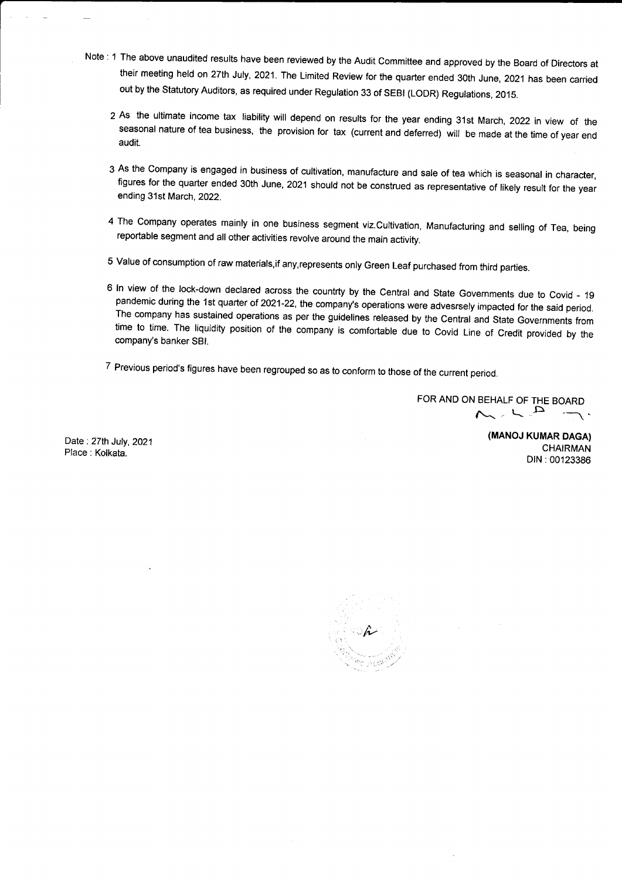Note : 1 The above unaudited results have been reviewed by the Audit Committee and approved by the Board of Directors at their meeting held on 27th July, 2021. The Limited Review for the quarter ended 30th June, 2021 has been carried out by the Statutory Auditors, as required under Regulation 33 of SEBI (LODR) Regulations, 2015.

2 As the ultimate income tax liability will depend on results for the year ending 31st March, 2022 in view of the seasonal nature of tea business, the provision for tax (current and deferred) will be made at the time of year end audit.

3 As the Company is engaged in business of cultivation, manufacture and sale of tea which is seasonal in character, figures for the quarter ended 30th June, 2021 should not be construed as representative of likely result for the year ending 31st March, 2022.

4 The Company operates mainly in one business segment viz.Cultivation, Manufacturing and selling of Tea, being reportable segment and all other activities revolve around the main activity.

5 Value of consumption of raw materials,if any,represents only Green Leaf purchased from third parties.

6 In view of the lock-down declared across the countrty by the Central and State Governments due to Covid - 19 pandemic during the 1st quarter of 2021-22, the company's operations were advesrsely impacted for the said period. The company has sustained operations as per the guidelines released by the Central and State Governments from time to time. The liquidity position of the company is comfortable due to Covid Line of Credit provided by the company's banker SBI.

7 Previous period's figures have been regrouped so as to conform to those of the current period.

FOR AND ON BEHALF OF THE BOARD

**(MANOJ KUMAR DAGA)**
CHAIRMAN
DIN : 00123386

Date : 27th July, 2021
Place : Kolkata.